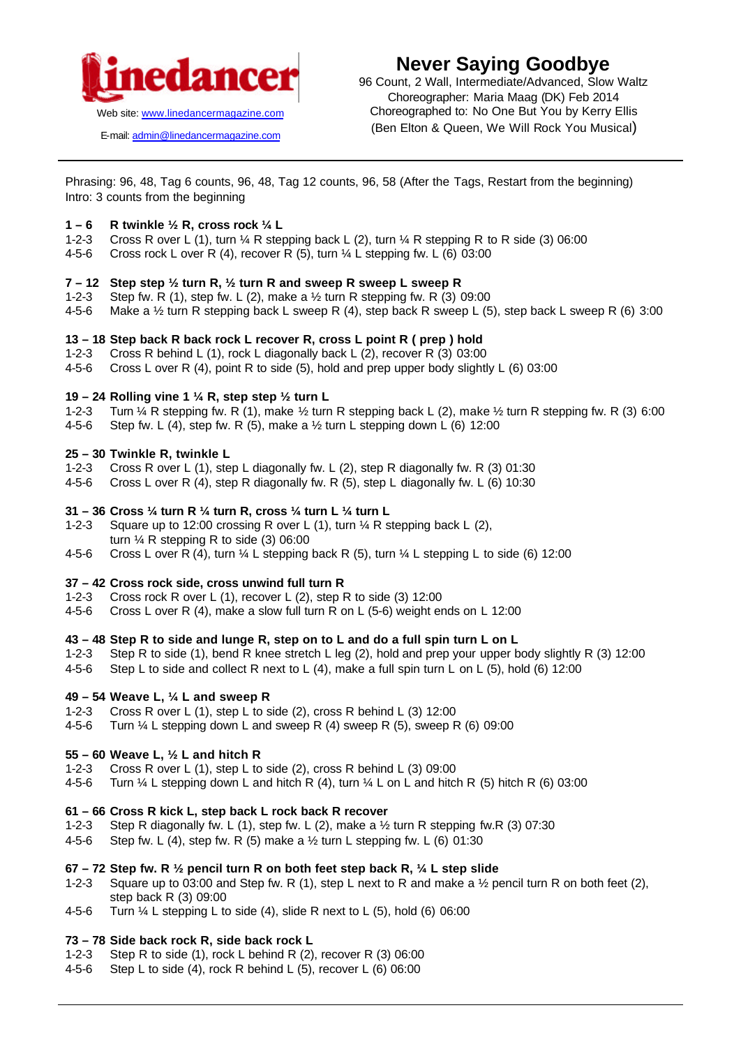linedancer

Web site: www.linedancermagazine.com

E-mail: admin@linedancermagazine.com

# Never Saying Goodbye

96 Count, 2 Wall, Intermediate/Advanced, Slow Waltz
Choreographer: Maria Maag (DK) Feb 2014
Choreographed to: No One But You by Kerry Ellis
(Ben Elton & Queen, We Will Rock You Musical)

---

Phrasing: 96, 48, Tag 6 counts, 96, 48, Tag 12 counts, 96, 58 (After the Tags, Restart from the beginning)
Intro: 3 counts from the beginning

**1 – 6 R twinkle ½ R, cross rock ¼ L**
1-2-3 Cross R over L (1), turn ¼ R stepping back L (2), turn ¼ R stepping R to R side (3) 06:00
4-5-6 Cross rock L over R (4), recover R (5), turn ¼ L stepping fw. L (6) 03:00

**7 – 12 Step step ½ turn R, ½ turn R and sweep R sweep L sweep R**
1-2-3 Step fw. R (1), step fw. L (2), make a ½ turn R stepping fw. R (3) 09:00
4-5-6 Make a ½ turn R stepping back L sweep R (4), step back R sweep L (5), step back L sweep R (6) 3:00

**13 – 18 Step back R back rock L recover R, cross L point R ( prep ) hold**
1-2-3 Cross R behind L (1), rock L diagonally back L (2), recover R (3) 03:00
4-5-6 Cross L over R (4), point R to side (5), hold and prep upper body slightly L (6) 03:00

**19 – 24 Rolling vine 1 ¼ R, step step ½ turn L**
1-2-3 Turn ¼ R stepping fw. R (1), make ½ turn R stepping back L (2), make ½ turn R stepping fw. R (3) 6:00
4-5-6 Step fw. L (4), step fw. R (5), make a ½ turn L stepping down L (6) 12:00

**25 – 30 Twinkle R, twinkle L**
1-2-3 Cross R over L (1), step L diagonally fw. L (2), step R diagonally fw. R (3) 01:30
4-5-6 Cross L over R (4), step R diagonally fw. R (5), step L diagonally fw. L (6) 10:30

**31 – 36 Cross ¼ turn R ¼ turn R, cross ¼ turn L ¼ turn L**
1-2-3 Square up to 12:00 crossing R over L (1), turn ¼ R stepping back L (2), turn ¼ R stepping R to side (3) 06:00
4-5-6 Cross L over R (4), turn ¼ L stepping back R (5), turn ¼ L stepping L to side (6) 12:00

**37 – 42 Cross rock side, cross unwind full turn R**
1-2-3 Cross rock R over L (1), recover L (2), step R to side (3) 12:00
4-5-6 Cross L over R (4), make a slow full turn R on L (5-6) weight ends on L 12:00

**43 – 48 Step R to side and lunge R, step on to L and do a full spin turn L on L**
1-2-3 Step R to side (1), bend R knee stretch L leg (2), hold and prep your upper body slightly R (3) 12:00
4-5-6 Step L to side and collect R next to L (4), make a full spin turn L on L (5), hold (6) 12:00

**49 – 54 Weave L, ¼ L and sweep R**
1-2-3 Cross R over L (1), step L to side (2), cross R behind L (3) 12:00
4-5-6 Turn ¼ L stepping down L and sweep R (4) sweep R (5), sweep R (6) 09:00

**55 – 60 Weave L, ½ L and hitch R**
1-2-3 Cross R over L (1), step L to side (2), cross R behind L (3) 09:00
4-5-6 Turn ¼ L stepping down L and hitch R (4), turn ¼ L on L and hitch R (5) hitch R (6) 03:00

**61 – 66 Cross R kick L, step back L rock back R recover**
1-2-3 Step R diagonally fw. L (1), step fw. L (2), make a ½ turn R stepping fw.R (3) 07:30
4-5-6 Step fw. L (4), step fw. R (5) make a ½ turn L stepping fw. L (6) 01:30

**67 – 72 Step fw. R ½ pencil turn R on both feet step back R, ¼ L step slide**
1-2-3 Square up to 03:00 and Step fw. R (1), step L next to R and make a ½ pencil turn R on both feet (2), step back R (3) 09:00
4-5-6 Turn ¼ L stepping L to side (4), slide R next to L (5), hold (6) 06:00

**73 – 78 Side back rock R, side back rock L**
1-2-3 Step R to side (1), rock L behind R (2), recover R (3) 06:00
4-5-6 Step L to side (4), rock R behind L (5), recover L (6) 06:00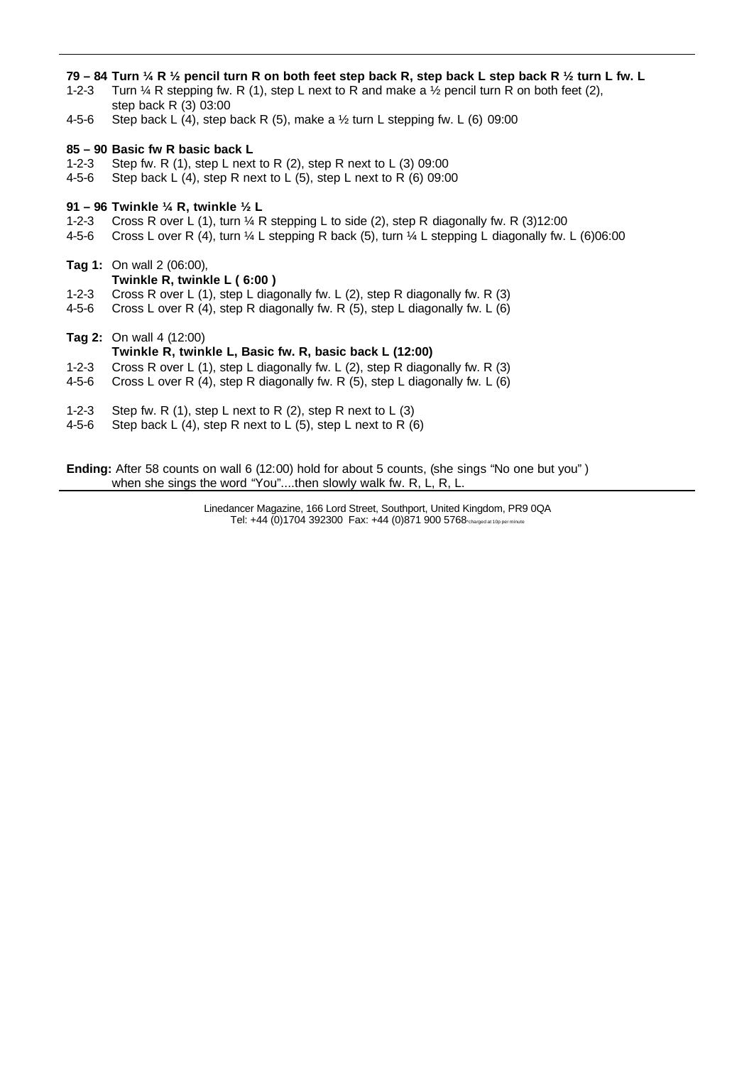**79 – 84 Turn ¼ R ½ pencil turn R on both feet step back R, step back L step back R ½ turn L fw. L**

1-2-3 Turn ¼ R stepping fw. R (1), step L next to R and make a ½ pencil turn R on both feet (2), step back R (3) 03:00
4-5-6 Step back L (4), step back R (5), make a ½ turn L stepping fw. L (6) 09:00

**85 – 90 Basic fw R basic back L**

1-2-3 Step fw. R (1), step L next to R (2), step R next to L (3) 09:00
4-5-6 Step back L (4), step R next to L (5), step L next to R (6) 09:00

**91 – 96 Twinkle ¼ R, twinkle ½ L**

1-2-3 Cross R over L (1), turn ¼ R stepping L to side (2), step R diagonally fw. R (3)12:00
4-5-6 Cross L over R (4), turn ¼ L stepping R back (5), turn ¼ L stepping L diagonally fw. L (6)06:00

**Tag 1:** On wall 2 (06:00),
**Twinkle R, twinkle L ( 6:00 )**

1-2-3 Cross R over L (1), step L diagonally fw. L (2), step R diagonally fw. R (3)
4-5-6 Cross L over R (4), step R diagonally fw. R (5), step L diagonally fw. L (6)

**Tag 2:** On wall 4 (12:00)
**Twinkle R, twinkle L, Basic fw. R, basic back L (12:00)**

1-2-3 Cross R over L (1), step L diagonally fw. L (2), step R diagonally fw. R (3)
4-5-6 Cross L over R (4), step R diagonally fw. R (5), step L diagonally fw. L (6)

1-2-3 Step fw. R (1), step L next to R (2), step R next to L (3)
4-5-6 Step back L (4), step R next to L (5), step L next to R (6)

**Ending:** After 58 counts on wall 6 (12:00) hold for about 5 counts, (she sings "No one but you" ) when she sings the word "You"....then slowly walk fw. R, L, R, L.

Linedancer Magazine, 166 Lord Street, Southport, United Kingdom, PR9 0QA
Tel: +44 (0)1704 392300 Fax: +44 (0)871 900 5768*charged at 10p per minute